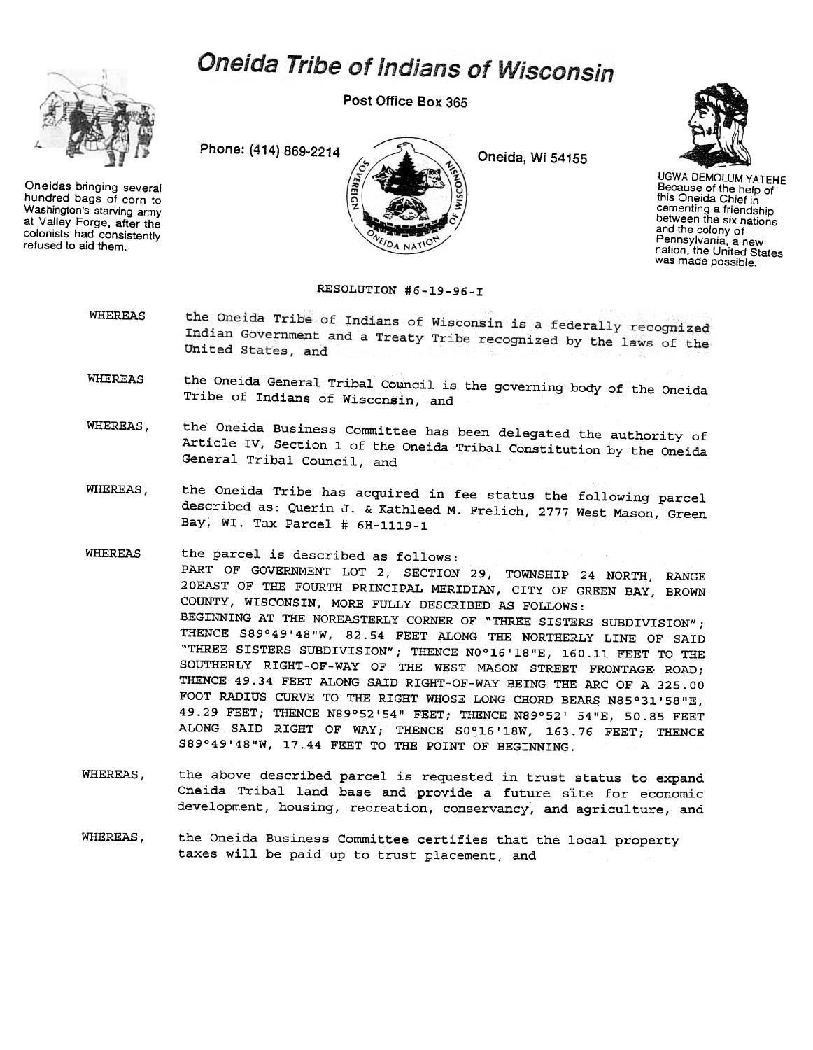# Oneida Tribe of Indians of Wisconsin

Post Office Box 365

Phone: (414) 869-2214

Oneida, Wi 54155

Oneidas bringing several hundred bags of corn to Washington's starving army at Valley Forge, after the colonists had consistently refused to aid them.

UGWA DEMOLUM YATEHE
Because of the help of this Oneida Chief in cementing a friendship between the six nations and the colony of Pennsylvania, a new nation, the United States was made possible.

RESOLUTION #6-19-96-I

WHEREAS the Oneida Tribe of Indians of Wisconsin is a federally recognized Indian Government and a Treaty Tribe recognized by the laws of the United States, and

WHEREAS the Oneida General Tribal Council is the governing body of the Oneida Tribe of Indians of Wisconsin, and

WHEREAS, the Oneida Business Committee has been delegated the authority of Article IV, Section 1 of the Oneida Tribal Constitution by the Oneida General Tribal Council, and

WHEREAS, the Oneida Tribe has acquired in fee status the following parcel described as: Querin J. & Kathleed M. Frelich, 2777 West Mason, Green Bay, WI. Tax Parcel # 6H-1119-1

WHEREAS the parcel is described as follows:
PART OF GOVERNMENT LOT 2, SECTION 29, TOWNSHIP 24 NORTH, RANGE 20EAST OF THE FOURTH PRINCIPAL MERIDIAN, CITY OF GREEN BAY, BROWN COUNTY, WISCONSIN, MORE FULLY DESCRIBED AS FOLLOWS:
BEGINNING AT THE NOREASTERLY CORNER OF "THREE SISTERS SUBDIVISION"; THENCE S89°49'48"W, 82.54 FEET ALONG THE NORTHERLY LINE OF SAID "THREE SISTERS SUBDIVISION"; THENCE N0°16'18"E, 160.11 FEET TO THE SOUTHERLY RIGHT-OF-WAY OF THE WEST MASON STREET FRONTAGE ROAD; THENCE 49.34 FEET ALONG SAID RIGHT-OF-WAY BEING THE ARC OF A 325.00 FOOT RADIUS CURVE TO THE RIGHT WHOSE LONG CHORD BEARS N85°31'58"E, 49.29 FEET; THENCE N89°52'54" FEET; THENCE N89°52' 54"E, 50.85 FEET ALONG SAID RIGHT OF WAY; THENCE S0°16'18W, 163.76 FEET; THENCE S89°49'48"W, 17.44 FEET TO THE POINT OF BEGINNING.

WHEREAS, the above described parcel is requested in trust status to expand Oneida Tribal land base and provide a future site for economic development, housing, recreation, conservancy, and agriculture, and

WHEREAS, the Oneida Business Committee certifies that the local property taxes will be paid up to trust placement, and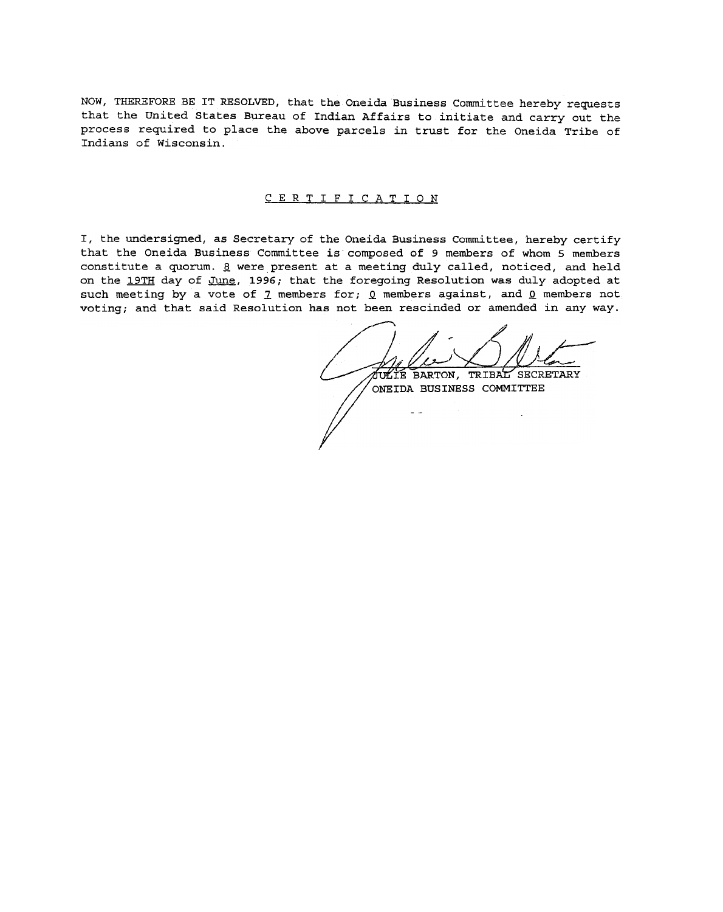NOW, THEREFORE BE IT RESOLVED, that the Oneida Business Committee hereby requests that the United States Bureau of Indian Affairs to initiate and carry out the process required to place the above parcels in trust for the Oneida Tribe of Indians of Wisconsin.

## C E R T I F I C A T I O N

I, the undersigned, as Secretary of the Oneida Business Committee, hereby certify that the Oneida Business Committee is composed of 9 members of whom 5 members constitute a quorum. 8 were present at a meeting duly called, noticed, and held on the 19TH day of June, 1996; that the foregoing Resolution was duly adopted at such meeting by a vote of 7 members for; 0 members against, and 0 members not voting; and that said Resolution has not been rescinded or amended in any way.

JULIE BARTON, TRIBAL SECRETARY
ONEIDA BUSINESS COMMITTEE